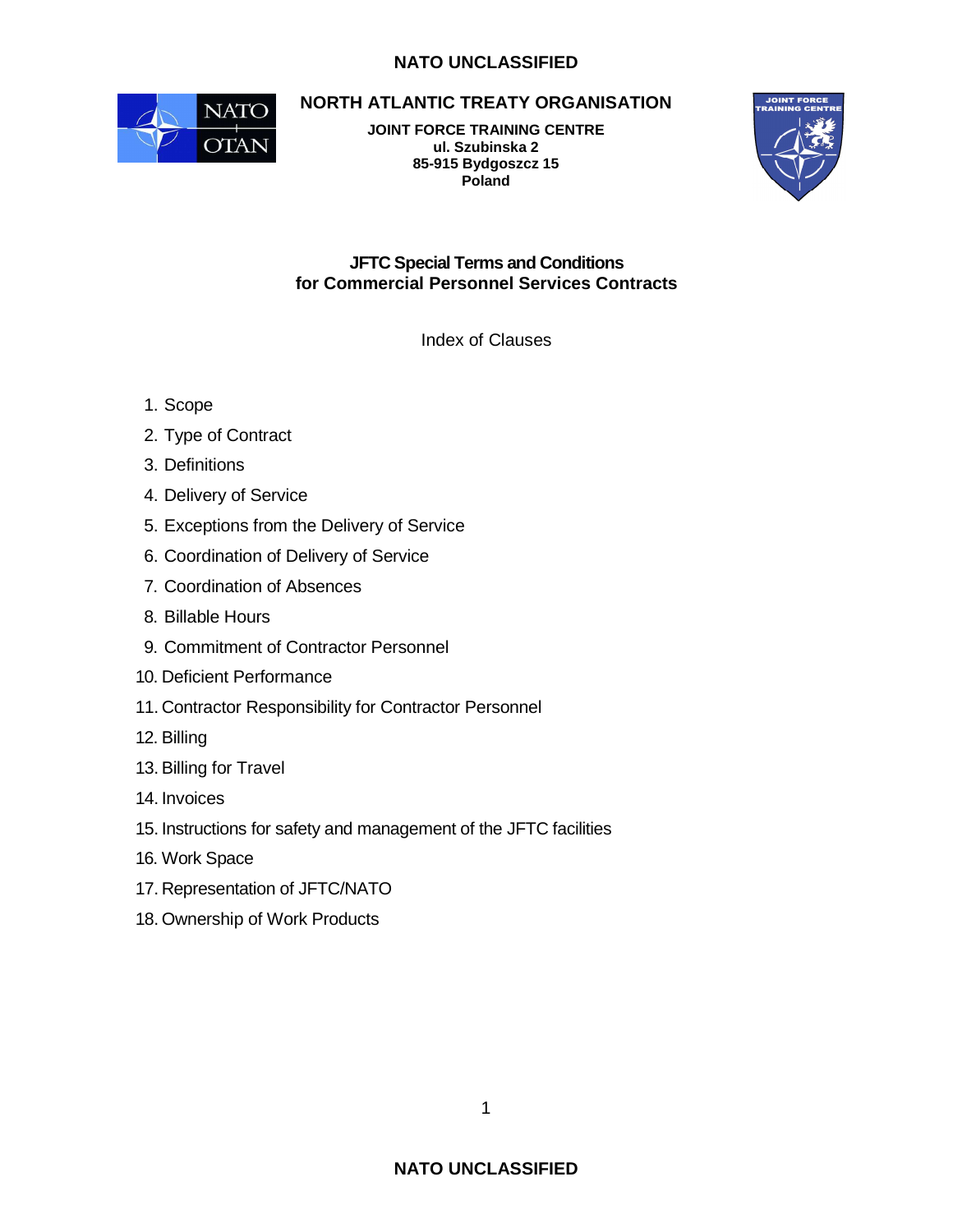NATO UNCLASSIFIED

# NORTH ATLANTIC TREATY ORGANISATION

**JOINT FORCE TRAINING CENTRE**
**ul. Szubinska 2**
**85-915 Bydgoszcz 15**
**Poland**

## JFTC Special Terms and Conditions for Commercial Personnel Services Contracts

Index of Clauses

1. Scope
2. Type of Contract
3. Definitions
4. Delivery of Service
5. Exceptions from the Delivery of Service
6. Coordination of Delivery of Service
7. Coordination of Absences
8. Billable Hours
9. Commitment of Contractor Personnel
10. Deficient Performance
11. Contractor Responsibility for Contractor Personnel
12. Billing
13. Billing for Travel
14. Invoices
15. Instructions for safety and management of the JFTC facilities
16. Work Space
17. Representation of JFTC/NATO
18. Ownership of Work Products

NATO UNCLASSIFIED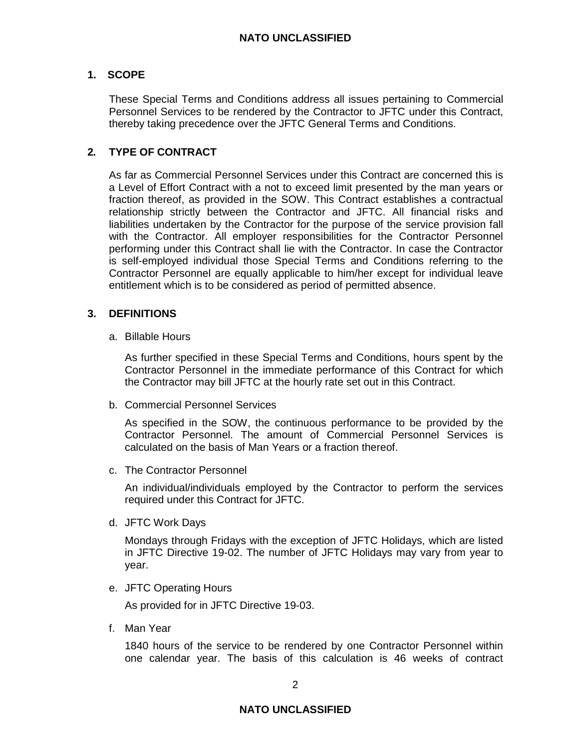## 1. SCOPE

These Special Terms and Conditions address all issues pertaining to Commercial Personnel Services to be rendered by the Contractor to JFTC under this Contract, thereby taking precedence over the JFTC General Terms and Conditions.

## 2. TYPE OF CONTRACT

As far as Commercial Personnel Services under this Contract are concerned this is a Level of Effort Contract with a not to exceed limit presented by the man years or fraction thereof, as provided in the SOW. This Contract establishes a contractual relationship strictly between the Contractor and JFTC. All financial risks and liabilities undertaken by the Contractor for the purpose of the service provision fall with the Contractor. All employer responsibilities for the Contractor Personnel performing under this Contract shall lie with the Contractor. In case the Contractor is self-employed individual those Special Terms and Conditions referring to the Contractor Personnel are equally applicable to him/her except for individual leave entitlement which is to be considered as period of permitted absence.

## 3. DEFINITIONS

a. Billable Hours

As further specified in these Special Terms and Conditions, hours spent by the Contractor Personnel in the immediate performance of this Contract for which the Contractor may bill JFTC at the hourly rate set out in this Contract.

b. Commercial Personnel Services

As specified in the SOW, the continuous performance to be provided by the Contractor Personnel. The amount of Commercial Personnel Services is calculated on the basis of Man Years or a fraction thereof.

c. The Contractor Personnel

An individual/individuals employed by the Contractor to perform the services required under this Contract for JFTC.

d. JFTC Work Days

Mondays through Fridays with the exception of JFTC Holidays, which are listed in JFTC Directive 19-02. The number of JFTC Holidays may vary from year to year.

e. JFTC Operating Hours

As provided for in JFTC Directive 19-03.

f. Man Year

1840 hours of the service to be rendered by one Contractor Personnel within one calendar year. The basis of this calculation is 46 weeks of contract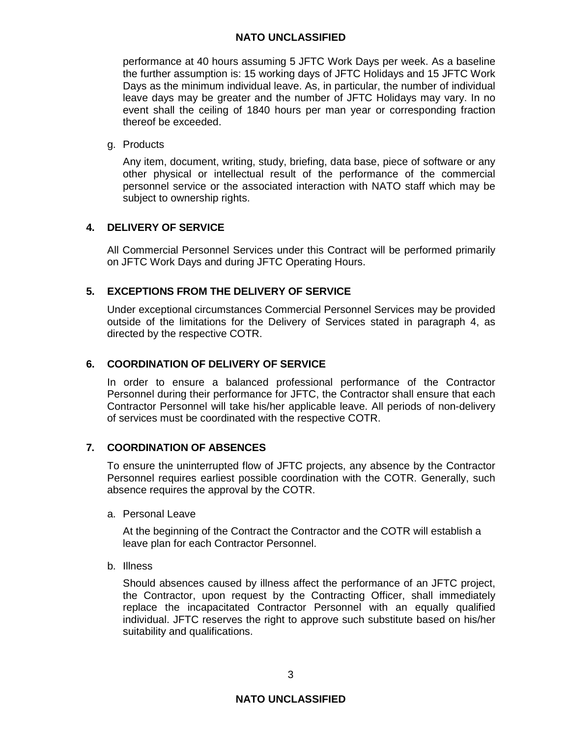performance at 40 hours assuming 5 JFTC Work Days per week. As a baseline the further assumption is: 15 working days of JFTC Holidays and 15 JFTC Work Days as the minimum individual leave. As, in particular, the number of individual leave days may be greater and the number of JFTC Holidays may vary. In no event shall the ceiling of 1840 hours per man year or corresponding fraction thereof be exceeded.

g. Products

Any item, document, writing, study, briefing, data base, piece of software or any other physical or intellectual result of the performance of the commercial personnel service or the associated interaction with NATO staff which may be subject to ownership rights.

## 4. DELIVERY OF SERVICE

All Commercial Personnel Services under this Contract will be performed primarily on JFTC Work Days and during JFTC Operating Hours.

## 5. EXCEPTIONS FROM THE DELIVERY OF SERVICE

Under exceptional circumstances Commercial Personnel Services may be provided outside of the limitations for the Delivery of Services stated in paragraph 4, as directed by the respective COTR.

## 6. COORDINATION OF DELIVERY OF SERVICE

In order to ensure a balanced professional performance of the Contractor Personnel during their performance for JFTC, the Contractor shall ensure that each Contractor Personnel will take his/her applicable leave. All periods of non-delivery of services must be coordinated with the respective COTR.

## 7. COORDINATION OF ABSENCES

To ensure the uninterrupted flow of JFTC projects, any absence by the Contractor Personnel requires earliest possible coordination with the COTR. Generally, such absence requires the approval by the COTR.

a. Personal Leave

At the beginning of the Contract the Contractor and the COTR will establish a leave plan for each Contractor Personnel.

b. Illness

Should absences caused by illness affect the performance of an JFTC project, the Contractor, upon request by the Contracting Officer, shall immediately replace the incapacitated Contractor Personnel with an equally qualified individual. JFTC reserves the right to approve such substitute based on his/her suitability and qualifications.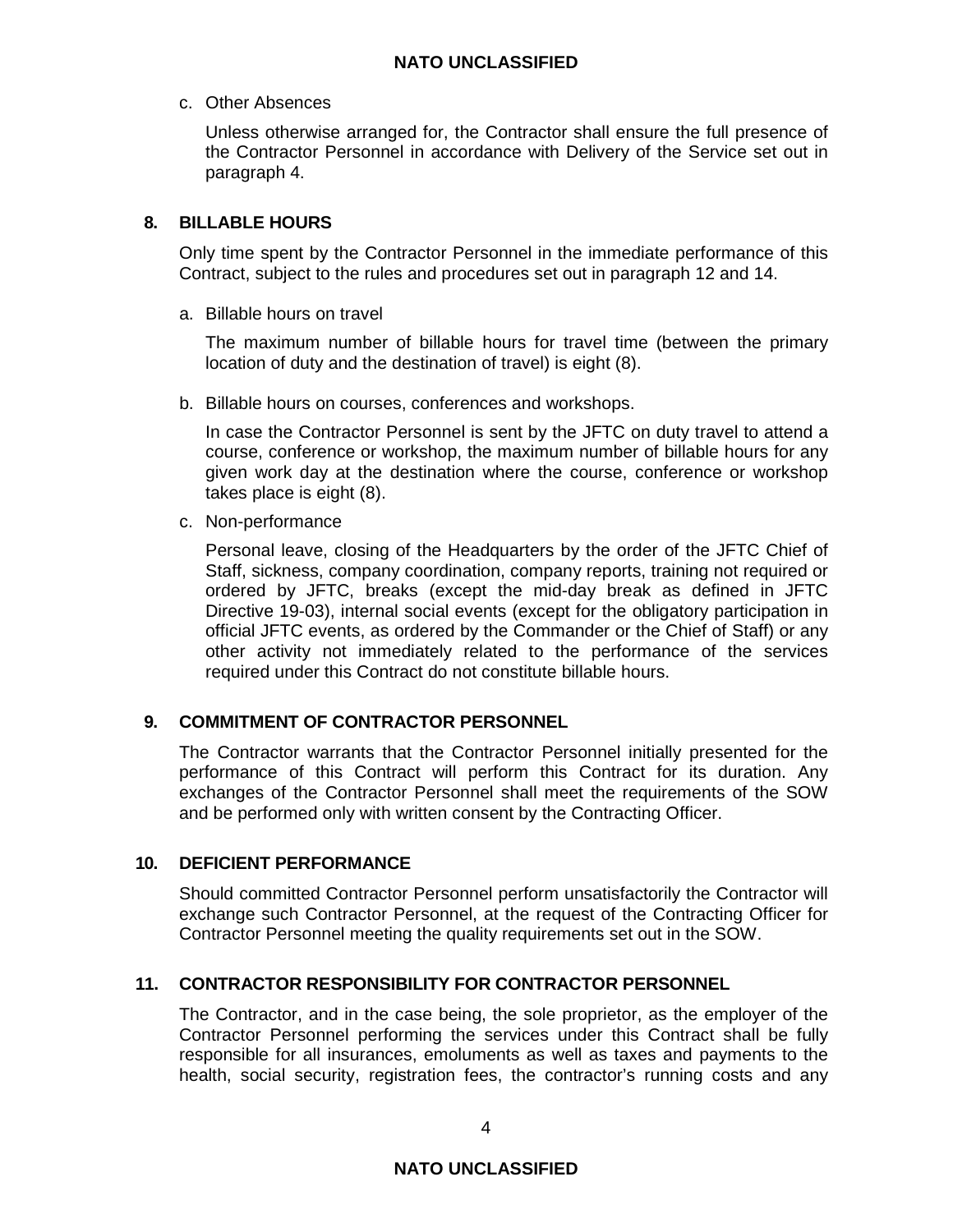c. Other Absences

Unless otherwise arranged for, the Contractor shall ensure the full presence of the Contractor Personnel in accordance with Delivery of the Service set out in paragraph 4.

## 8. BILLABLE HOURS

Only time spent by the Contractor Personnel in the immediate performance of this Contract, subject to the rules and procedures set out in paragraph 12 and 14.

a. Billable hours on travel

The maximum number of billable hours for travel time (between the primary location of duty and the destination of travel) is eight (8).

b. Billable hours on courses, conferences and workshops.

In case the Contractor Personnel is sent by the JFTC on duty travel to attend a course, conference or workshop, the maximum number of billable hours for any given work day at the destination where the course, conference or workshop takes place is eight (8).

c. Non-performance

Personal leave, closing of the Headquarters by the order of the JFTC Chief of Staff, sickness, company coordination, company reports, training not required or ordered by JFTC, breaks (except the mid-day break as defined in JFTC Directive 19-03), internal social events (except for the obligatory participation in official JFTC events, as ordered by the Commander or the Chief of Staff) or any other activity not immediately related to the performance of the services required under this Contract do not constitute billable hours.

## 9. COMMITMENT OF CONTRACTOR PERSONNEL

The Contractor warrants that the Contractor Personnel initially presented for the performance of this Contract will perform this Contract for its duration. Any exchanges of the Contractor Personnel shall meet the requirements of the SOW and be performed only with written consent by the Contracting Officer.

## 10. DEFICIENT PERFORMANCE

Should committed Contractor Personnel perform unsatisfactorily the Contractor will exchange such Contractor Personnel, at the request of the Contracting Officer for Contractor Personnel meeting the quality requirements set out in the SOW.

## 11. CONTRACTOR RESPONSIBILITY FOR CONTRACTOR PERSONNEL

The Contractor, and in the case being, the sole proprietor, as the employer of the Contractor Personnel performing the services under this Contract shall be fully responsible for all insurances, emoluments as well as taxes and payments to the health, social security, registration fees, the contractor's running costs and any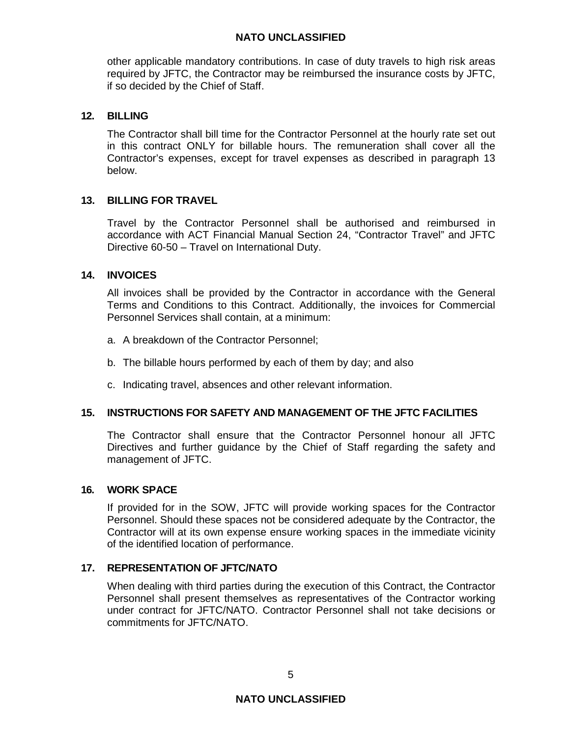other applicable mandatory contributions. In case of duty travels to high risk areas required by JFTC, the Contractor may be reimbursed the insurance costs by JFTC, if so decided by the Chief of Staff.

## 12. BILLING

The Contractor shall bill time for the Contractor Personnel at the hourly rate set out in this contract ONLY for billable hours. The remuneration shall cover all the Contractor's expenses, except for travel expenses as described in paragraph 13 below.

## 13. BILLING FOR TRAVEL

Travel by the Contractor Personnel shall be authorised and reimbursed in accordance with ACT Financial Manual Section 24, "Contractor Travel" and JFTC Directive 60-50 – Travel on International Duty.

## 14. INVOICES

All invoices shall be provided by the Contractor in accordance with the General Terms and Conditions to this Contract. Additionally, the invoices for Commercial Personnel Services shall contain, at a minimum:

a. A breakdown of the Contractor Personnel;

b. The billable hours performed by each of them by day; and also

c. Indicating travel, absences and other relevant information.

## 15. INSTRUCTIONS FOR SAFETY AND MANAGEMENT OF THE JFTC FACILITIES

The Contractor shall ensure that the Contractor Personnel honour all JFTC Directives and further guidance by the Chief of Staff regarding the safety and management of JFTC.

## 16. WORK SPACE

If provided for in the SOW, JFTC will provide working spaces for the Contractor Personnel. Should these spaces not be considered adequate by the Contractor, the Contractor will at its own expense ensure working spaces in the immediate vicinity of the identified location of performance.

## 17. REPRESENTATION OF JFTC/NATO

When dealing with third parties during the execution of this Contract, the Contractor Personnel shall present themselves as representatives of the Contractor working under contract for JFTC/NATO. Contractor Personnel shall not take decisions or commitments for JFTC/NATO.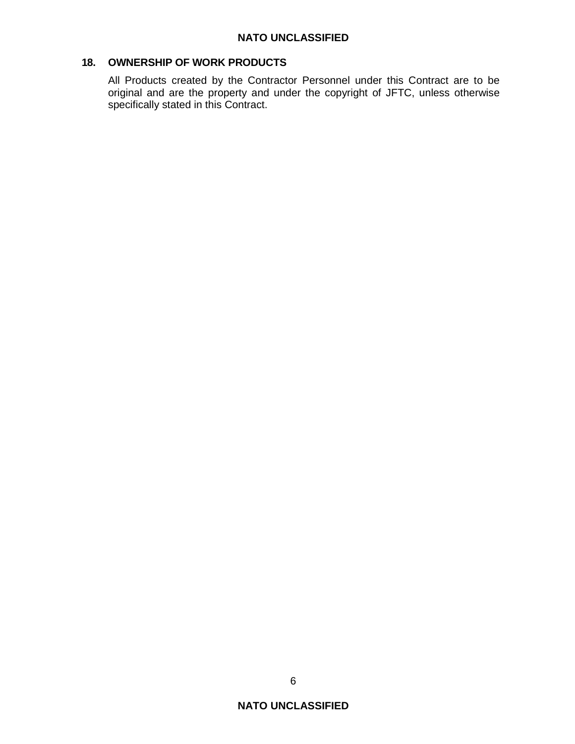## 18. OWNERSHIP OF WORK PRODUCTS

All Products created by the Contractor Personnel under this Contract are to be original and are the property and under the copyright of JFTC, unless otherwise specifically stated in this Contract.